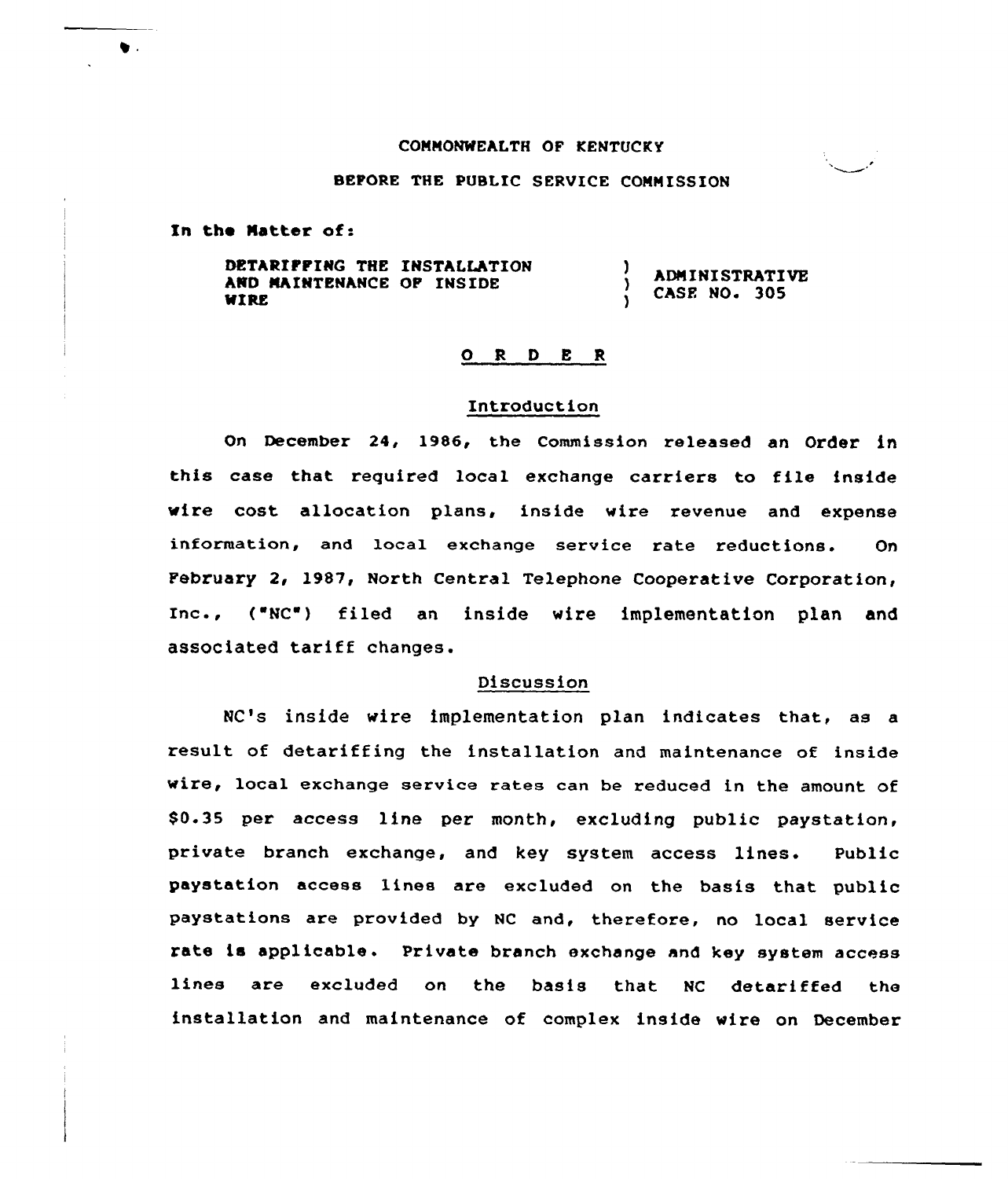COMMONWEALTH OF KENTUCKY

BEFORE THE PUBLIC SERVICE COMMISSION

In the Matter of:

| | | |
|---|---|---|
| DETARIFFING THE INSTALLATION AND MAINTENANCE OF INSIDE WIRE | ) ) ) | ADMINISTRATIVE CASE NO. 305 |

## O R D E R

### Introduction

On December 24, 1986, the Commission released an Order in this case that required local exchange carriers to file inside wire cost allocation plans, inside wire revenue and expense information, and local exchange service rate reductions. On February 2, 1987, North Central Telephone Cooperative Corporation, Inc., ("NC") filed an inside wire implementation plan and associated tariff changes.

### Discussion

NC's inside wire implementation plan indicates that, as a result of detariffing the installation and maintenance of inside wire, local exchange service rates can be reduced in the amount of $0.35 per access line per month, excluding public paystation, private branch exchange, and key system access lines. Public paystation access lines are excluded on the basis that public paystations are provided by NC and, therefore, no local service rate is applicable. Private branch exchange and key system access lines are excluded on the basis that NC detariffed the installation and maintenance of complex inside wire on December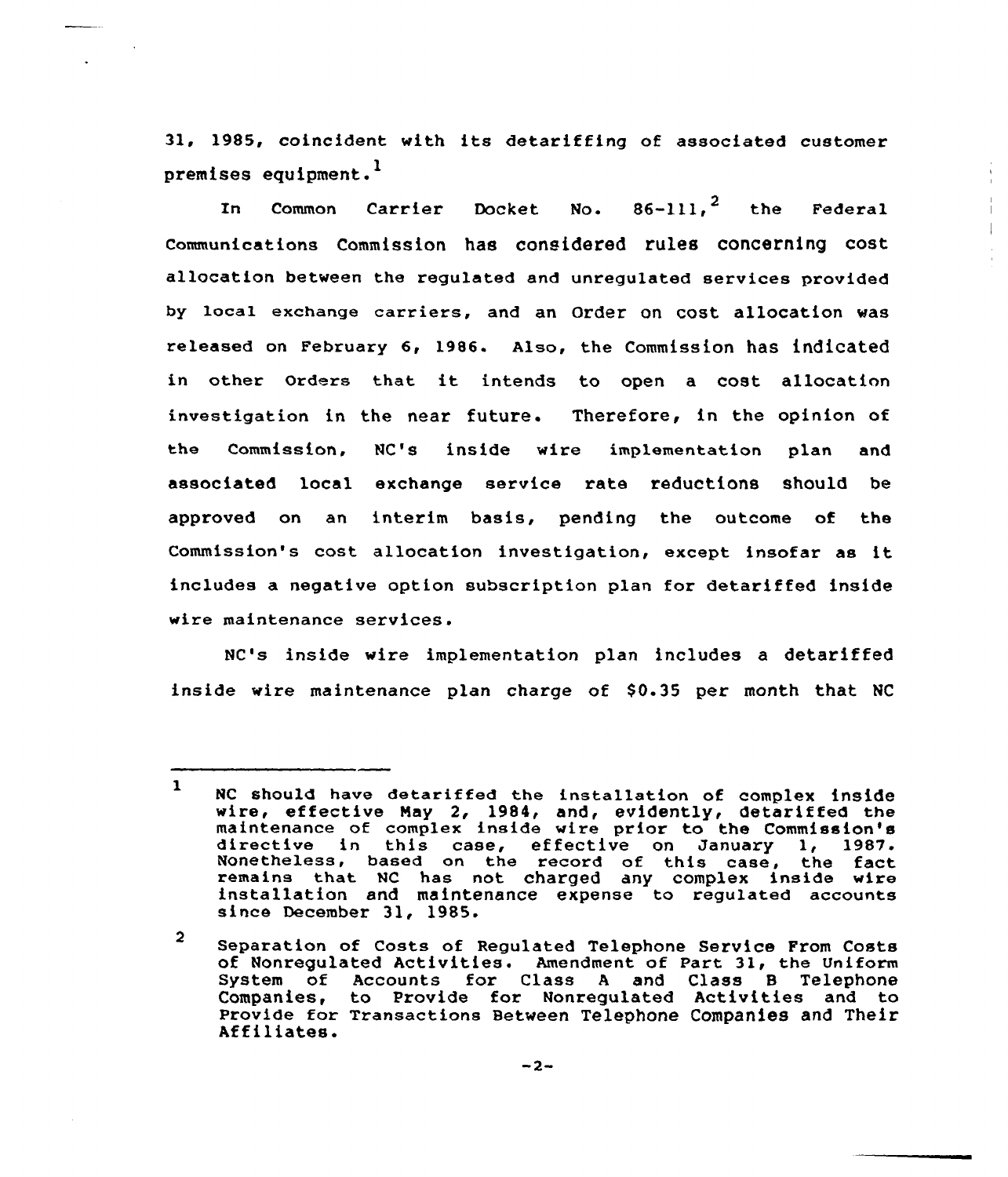31, 1985, coincident with its detariffing of associated customer premises equipment.[1]

In Common Carrier Docket No. 86-111,[2] the Federal Communications Commission has considered rules concerning cost allocation between the regulated and unregulated services provided by local exchange carriers, and an Order on cost allocation was released on February 6, 1986. Also, the Commission has indicated in other Orders that it intends to open a cost allocation investigation in the near future. Therefore, in the opinion of the Commission, NC's inside wire implementation plan and associated local exchange service rate reductions should be approved on an interim basis, pending the outcome of the Commission's cost allocation investigation, except insofar as it includes a negative option subscription plan for detariffed inside wire maintenance services.

NC's inside wire implementation plan includes a detariffed inside wire maintenance plan charge of $0.35 per month that NC

---

[1] NC should have detariffed the installation of complex inside wire, effective May 2, 1984, and, evidently, detariffed the maintenance of complex inside wire prior to the Commission's directive in this case, effective on January 1, 1987. Nonetheless, based on the record of this case, the fact remains that NC has not charged any complex inside wire installation and maintenance expense to regulated accounts since December 31, 1985.

[2] Separation of Costs of Regulated Telephone Service From Costs of Nonregulated Activities. Amendment of Part 31, the Uniform System of Accounts for Class A and Class B Telephone Companies, to Provide for Nonregulated Activities and to Provide for Transactions Between Telephone Companies and Their Affiliates.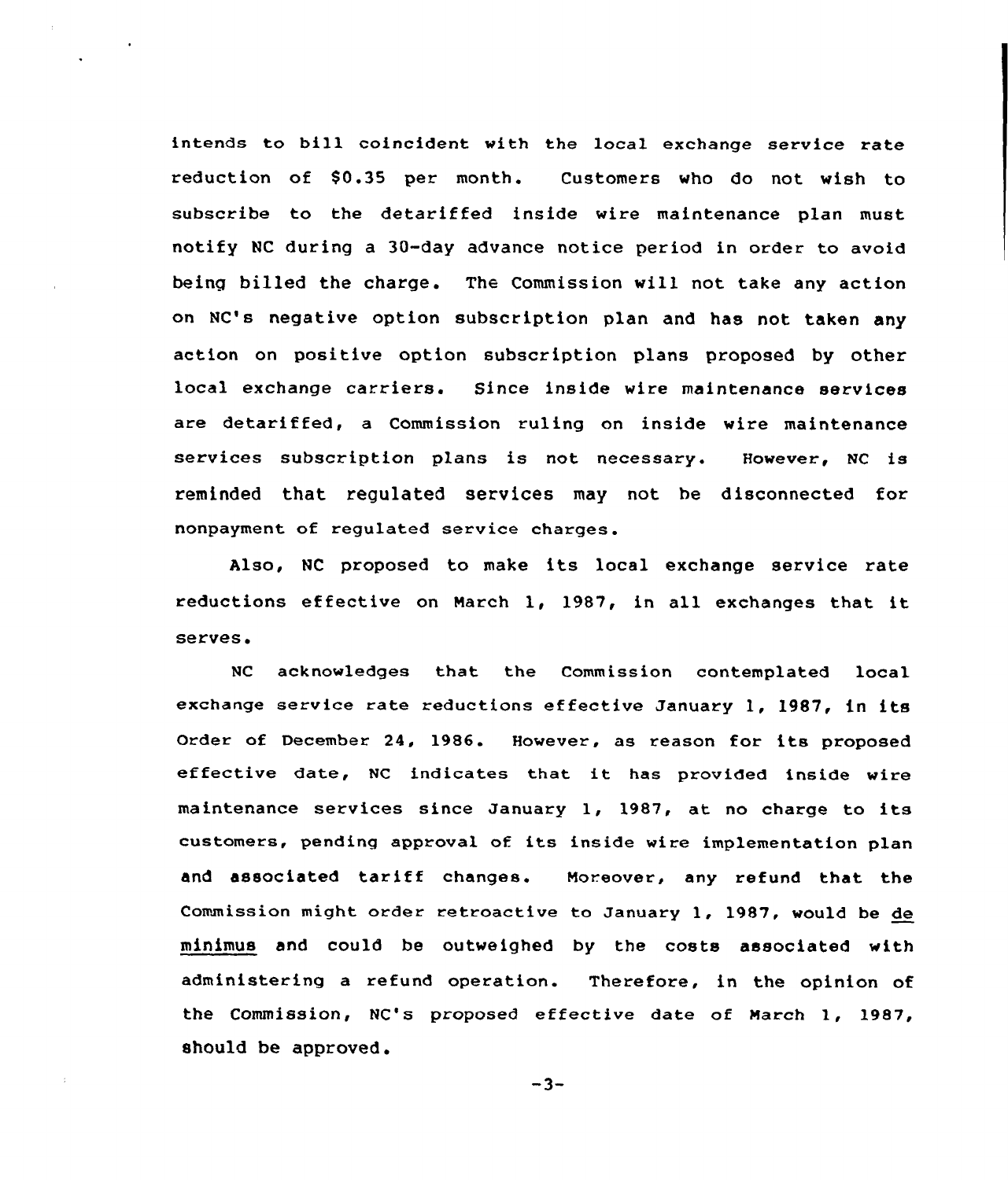intends to bill coincident with the local exchange service rate reduction of $0.35 per month. Customers who do not wish to subscribe to the detariffed inside wire maintenance plan must notify NC during a 30-day advance notice period in order to avoid being billed the charge. The Commission will not take any action on NC's negative option subscription plan and has not taken any action on positive option subscription plans proposed by other local exchange carriers. Since inside wire maintenance services are detariffed, a Commission ruling on inside wire maintenance services subscription plans is not necessary. However, NC is reminded that regulated services may not be disconnected for nonpayment of regulated service charges.

Also, NC proposed to make its local exchange service rate reductions effective on March 1, 1987, in all exchanges that it serves.

NC acknowledges that the Commission contemplated local exchange service rate reductions effective January 1, 1987, in its Order of December 24, 1986. However, as reason for its proposed effective date, NC indicates that it has provided inside wire maintenance services since January 1, 1987, at no charge to its customers, pending approval of its inside wire implementation plan and associated tariff changes. Moreover, any refund that the Commission might order retroactive to January 1, 1987, would be de minimus and could be outweighed by the costs associated with administering a refund operation. Therefore, in the opinion of the Commission, NC's proposed effective date of March 1, 1987, should be approved.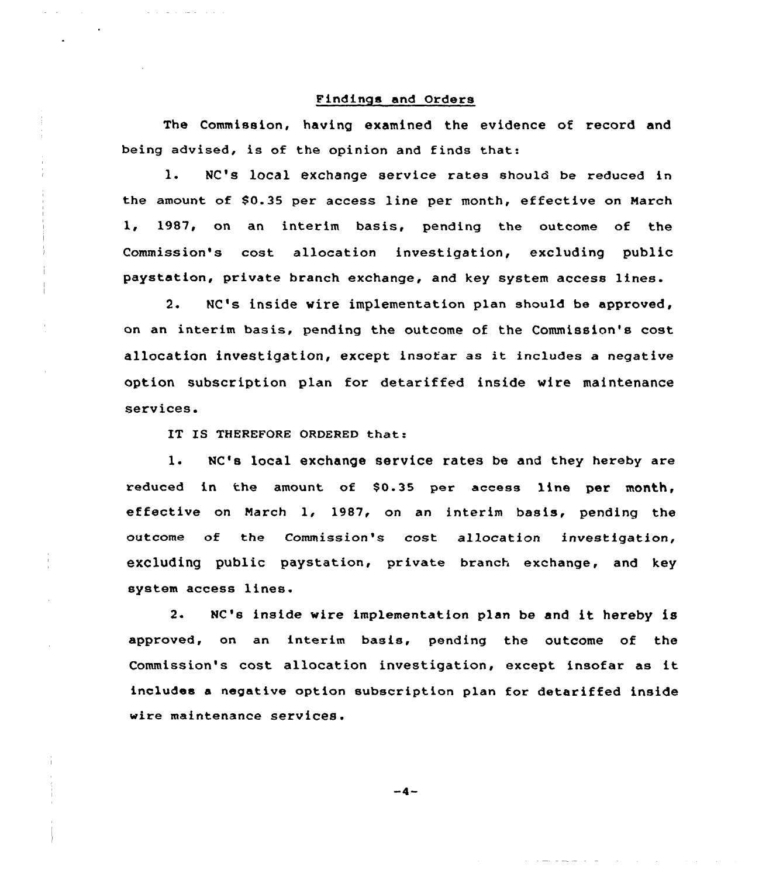## Findings and Orders

The Commission, having examined the evidence of record and being advised, is of the opinion and finds that:

1. NC's local exchange service rates should be reduced in the amount of $0.35 per access line per month, effective on March 1, 1987, on an interim basis, pending the outcome of the Commission's cost allocation investigation, excluding public paystation, private branch exchange, and key system access lines.

2. NC's inside wire implementation plan should be approved, on an interim basis, pending the outcome of the Commission's cost allocation investigation, except insofar as it includes a negative option subscription plan for detariffed inside wire maintenance services.

IT IS THEREFORE ORDERED that:

1. NC's local exchange service rates be and they hereby are reduced in the amount of $0.35 per access line per month, effective on March 1, 1987, on an interim basis, pending the outcome of the Commission's cost allocation investigation, excluding public paystation, private branch exchange, and key system access lines.

2. NC's inside wire implementation plan be and it hereby is approved, on an interim basis, pending the outcome of the Commission's cost allocation investigation, except insofar as it includes a negative option subscription plan for detariffed inside wire maintenance services.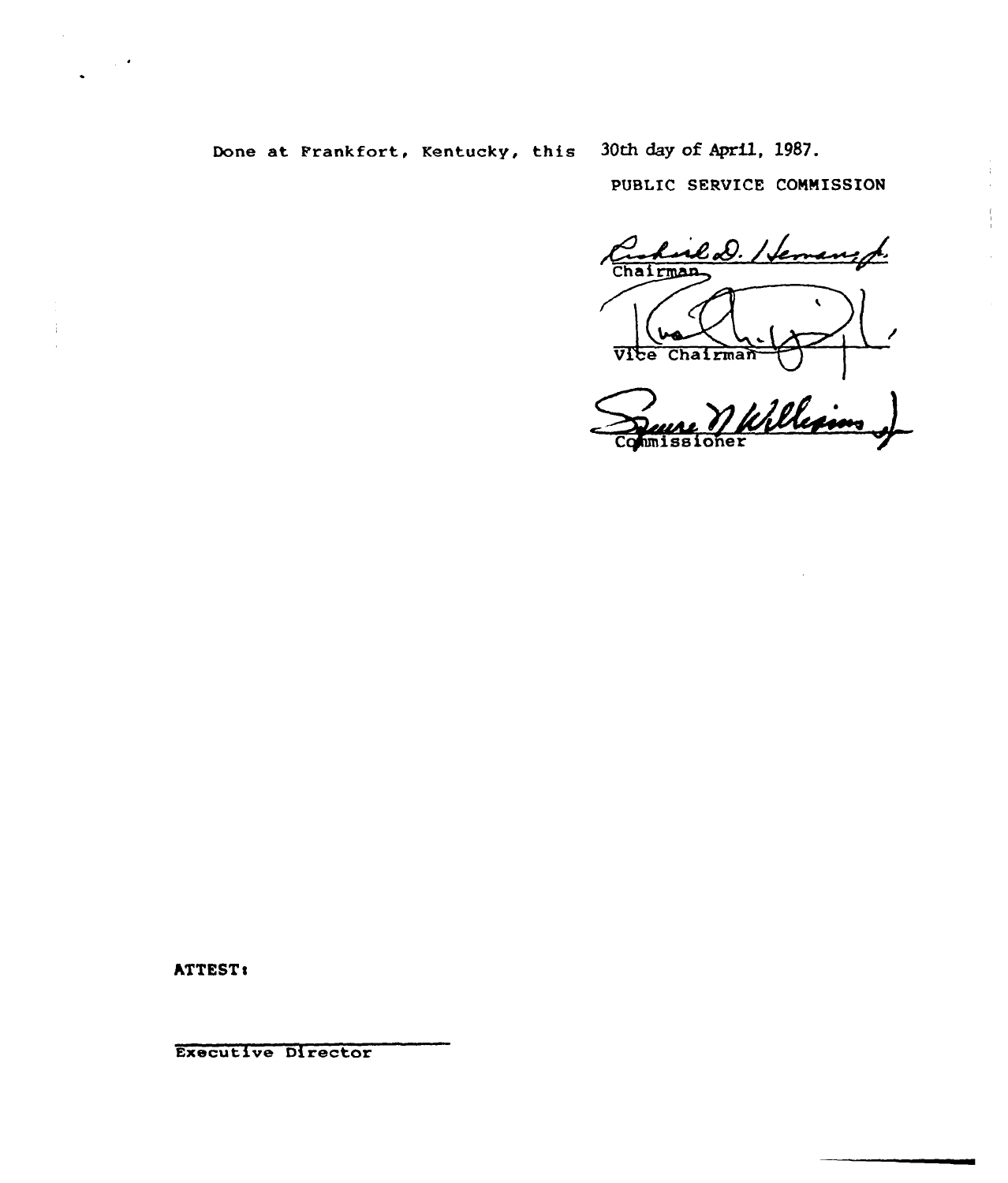Done at Frankfort, Kentucky, this 30th day of April, 1987.

PUBLIC SERVICE COMMISSION

Chairman

Vice Chairman

Commissioner

ATTEST:

Executive Director